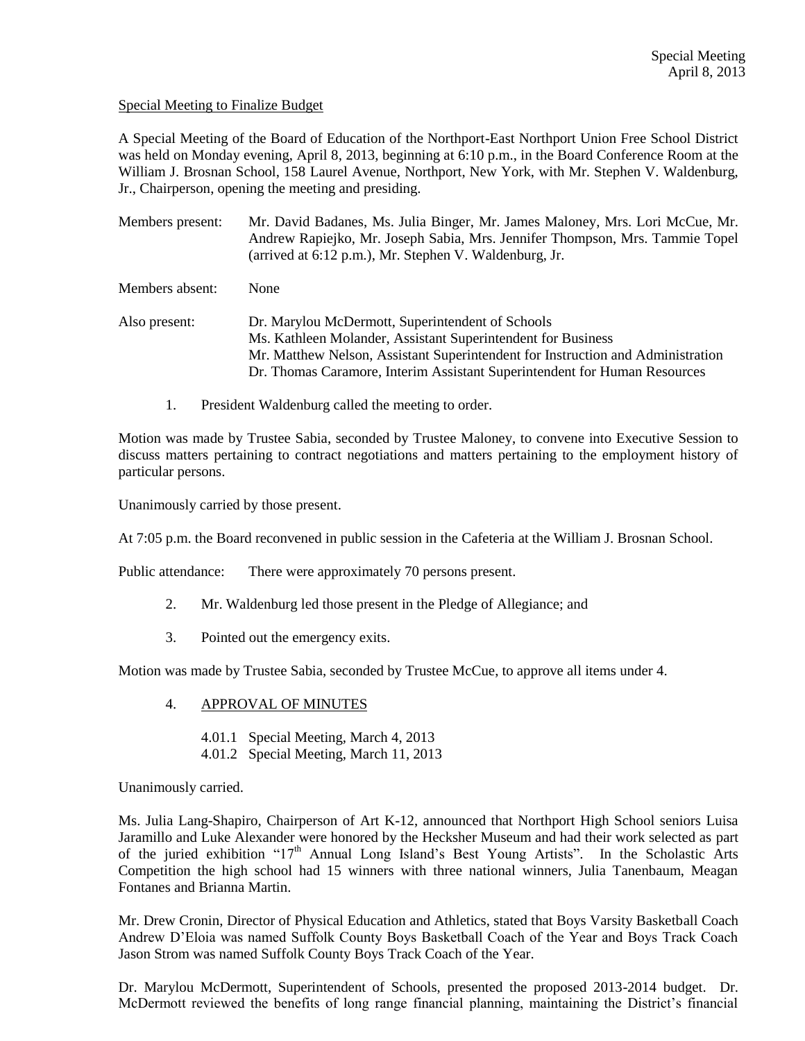Special Meeting to Finalize Budget

A Special Meeting of the Board of Education of the Northport-East Northport Union Free School District was held on Monday evening, April 8, 2013, beginning at 6:10 p.m., in the Board Conference Room at the William J. Brosnan School, 158 Laurel Avenue, Northport, New York, with Mr. Stephen V. Waldenburg, Jr., Chairperson, opening the meeting and presiding.

Members present: Mr. David Badanes, Ms. Julia Binger, Mr. James Maloney, Mrs. Lori McCue, Mr. Andrew Rapiejko, Mr. Joseph Sabia, Mrs. Jennifer Thompson, Mrs. Tammie Topel (arrived at 6:12 p.m.), Mr. Stephen V. Waldenburg, Jr.

Members absent: None

Also present: Dr. Marylou McDermott, Superintendent of Schools
Ms. Kathleen Molander, Assistant Superintendent for Business
Mr. Matthew Nelson, Assistant Superintendent for Instruction and Administration
Dr. Thomas Caramore, Interim Assistant Superintendent for Human Resources

1. President Waldenburg called the meeting to order.

Motion was made by Trustee Sabia, seconded by Trustee Maloney, to convene into Executive Session to discuss matters pertaining to contract negotiations and matters pertaining to the employment history of particular persons.

Unanimously carried by those present.

At 7:05 p.m. the Board reconvened in public session in the Cafeteria at the William J. Brosnan School.

Public attendance: There were approximately 70 persons present.

2. Mr. Waldenburg led those present in the Pledge of Allegiance; and

3. Pointed out the emergency exits.

Motion was made by Trustee Sabia, seconded by Trustee McCue, to approve all items under 4.

4. APPROVAL OF MINUTES

   4.01.1 Special Meeting, March 4, 2013
   4.01.2 Special Meeting, March 11, 2013

Unanimously carried.

Ms. Julia Lang-Shapiro, Chairperson of Art K-12, announced that Northport High School seniors Luisa Jaramillo and Luke Alexander were honored by the Hecksher Museum and had their work selected as part of the juried exhibition "17th Annual Long Island's Best Young Artists". In the Scholastic Arts Competition the high school had 15 winners with three national winners, Julia Tanenbaum, Meagan Fontanes and Brianna Martin.

Mr. Drew Cronin, Director of Physical Education and Athletics, stated that Boys Varsity Basketball Coach Andrew D'Eloia was named Suffolk County Boys Basketball Coach of the Year and Boys Track Coach Jason Strom was named Suffolk County Boys Track Coach of the Year.

Dr. Marylou McDermott, Superintendent of Schools, presented the proposed 2013-2014 budget. Dr. McDermott reviewed the benefits of long range financial planning, maintaining the District's financial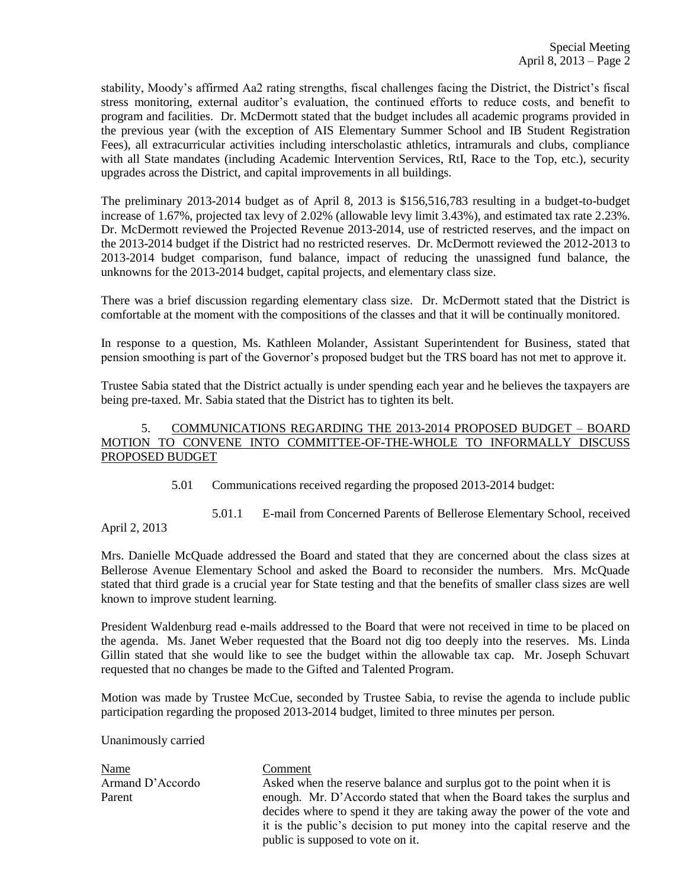stability, Moody's affirmed Aa2 rating strengths, fiscal challenges facing the District, the District's fiscal stress monitoring, external auditor's evaluation, the continued efforts to reduce costs, and benefit to program and facilities. Dr. McDermott stated that the budget includes all academic programs provided in the previous year (with the exception of AIS Elementary Summer School and IB Student Registration Fees), all extracurricular activities including interscholastic athletics, intramurals and clubs, compliance with all State mandates (including Academic Intervention Services, RtI, Race to the Top, etc.), security upgrades across the District, and capital improvements in all buildings.

The preliminary 2013-2014 budget as of April 8, 2013 is $156,516,783 resulting in a budget-to-budget increase of 1.67%, projected tax levy of 2.02% (allowable levy limit 3.43%), and estimated tax rate 2.23%. Dr. McDermott reviewed the Projected Revenue 2013-2014, use of restricted reserves, and the impact on the 2013-2014 budget if the District had no restricted reserves. Dr. McDermott reviewed the 2012-2013 to 2013-2014 budget comparison, fund balance, impact of reducing the unassigned fund balance, the unknowns for the 2013-2014 budget, capital projects, and elementary class size.

There was a brief discussion regarding elementary class size. Dr. McDermott stated that the District is comfortable at the moment with the compositions of the classes and that it will be continually monitored.

In response to a question, Ms. Kathleen Molander, Assistant Superintendent for Business, stated that pension smoothing is part of the Governor's proposed budget but the TRS board has not met to approve it.

Trustee Sabia stated that the District actually is under spending each year and he believes the taxpayers are being pre-taxed. Mr. Sabia stated that the District has to tighten its belt.

5. <u>COMMUNICATIONS REGARDING THE 2013-2014 PROPOSED BUDGET – BOARD MOTION TO CONVENE INTO COMMITTEE-OF-THE-WHOLE TO INFORMALLY DISCUSS PROPOSED BUDGET</u>

5.01 Communications received regarding the proposed 2013-2014 budget:

5.01.1 E-mail from Concerned Parents of Bellerose Elementary School, received April 2, 2013

Mrs. Danielle McQuade addressed the Board and stated that they are concerned about the class sizes at Bellerose Avenue Elementary School and asked the Board to reconsider the numbers. Mrs. McQuade stated that third grade is a crucial year for State testing and that the benefits of smaller class sizes are well known to improve student learning.

President Waldenburg read e-mails addressed to the Board that were not received in time to be placed on the agenda. Ms. Janet Weber requested that the Board not dig too deeply into the reserves. Ms. Linda Gillin stated that she would like to see the budget within the allowable tax cap. Mr. Joseph Schuvart requested that no changes be made to the Gifted and Talented Program.

Motion was made by Trustee McCue, seconded by Trustee Sabia, to revise the agenda to include public participation regarding the proposed 2013-2014 budget, limited to three minutes per person.

Unanimously carried

| Name | Comment |
|---|---|
| Armand D'Accordo<br>Parent | Asked when the reserve balance and surplus got to the point when it is enough. Mr. D'Accordo stated that when the Board takes the surplus and decides where to spend it they are taking away the power of the vote and it is the public's decision to put money into the capital reserve and the public is supposed to vote on it. |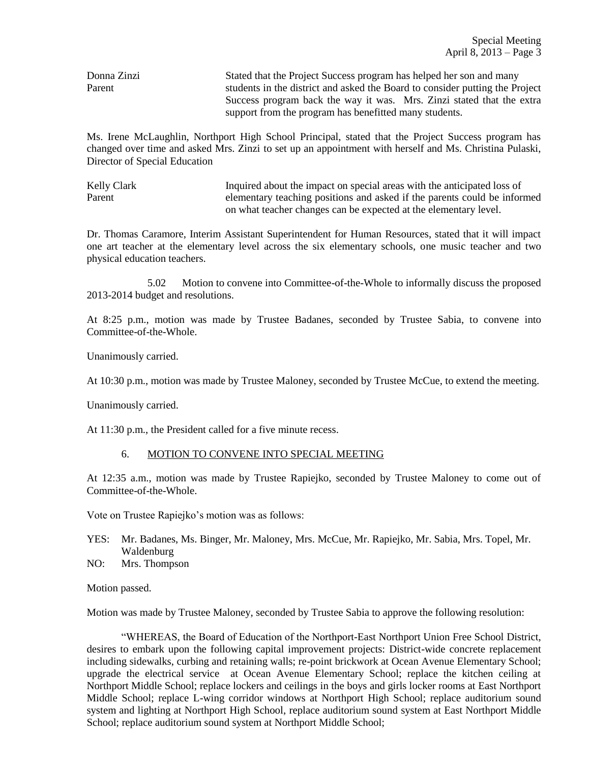Donna Zinzi
Parent

Stated that the Project Success program has helped her son and many students in the district and asked the Board to consider putting the Project Success program back the way it was. Mrs. Zinzi stated that the extra support from the program has benefitted many students.

Ms. Irene McLaughlin, Northport High School Principal, stated that the Project Success program has changed over time and asked Mrs. Zinzi to set up an appointment with herself and Ms. Christina Pulaski, Director of Special Education

Kelly Clark
Parent

Inquired about the impact on special areas with the anticipated loss of elementary teaching positions and asked if the parents could be informed on what teacher changes can be expected at the elementary level.

Dr. Thomas Caramore, Interim Assistant Superintendent for Human Resources, stated that it will impact one art teacher at the elementary level across the six elementary schools, one music teacher and two physical education teachers.

5.02 Motion to convene into Committee-of-the-Whole to informally discuss the proposed 2013-2014 budget and resolutions.

At 8:25 p.m., motion was made by Trustee Badanes, seconded by Trustee Sabia, to convene into Committee-of-the-Whole.

Unanimously carried.

At 10:30 p.m., motion was made by Trustee Maloney, seconded by Trustee McCue, to extend the meeting.

Unanimously carried.

At 11:30 p.m., the President called for a five minute recess.

6. MOTION TO CONVENE INTO SPECIAL MEETING

At 12:35 a.m., motion was made by Trustee Rapiejko, seconded by Trustee Maloney to come out of Committee-of-the-Whole.

Vote on Trustee Rapiejko's motion was as follows:

YES: Mr. Badanes, Ms. Binger, Mr. Maloney, Mrs. McCue, Mr. Rapiejko, Mr. Sabia, Mrs. Topel, Mr. Waldenburg
NO: Mrs. Thompson

Motion passed.

Motion was made by Trustee Maloney, seconded by Trustee Sabia to approve the following resolution:

"WHEREAS, the Board of Education of the Northport-East Northport Union Free School District, desires to embark upon the following capital improvement projects: District-wide concrete replacement including sidewalks, curbing and retaining walls; re-point brickwork at Ocean Avenue Elementary School; upgrade the electrical service at Ocean Avenue Elementary School; replace the kitchen ceiling at Northport Middle School; replace lockers and ceilings in the boys and girls locker rooms at East Northport Middle School; replace L-wing corridor windows at Northport High School; replace auditorium sound system and lighting at Northport High School, replace auditorium sound system at East Northport Middle School; replace auditorium sound system at Northport Middle School;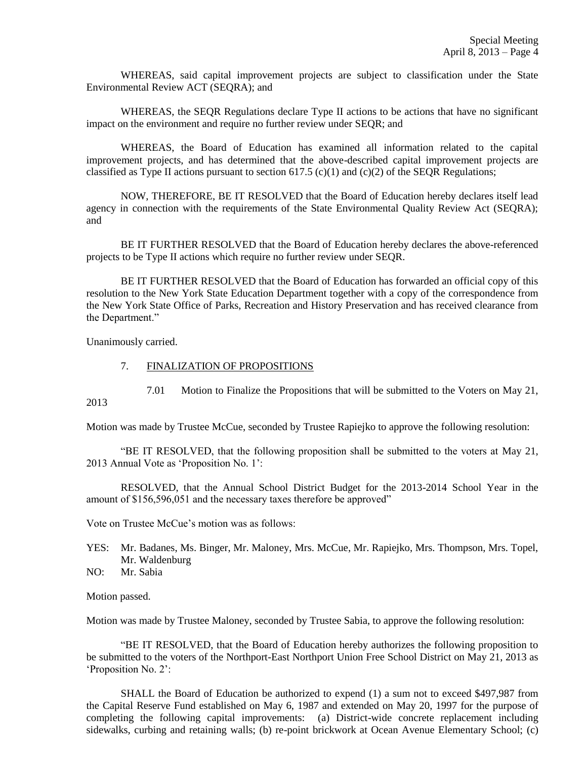WHEREAS, said capital improvement projects are subject to classification under the State Environmental Review ACT (SEQRA); and

WHEREAS, the SEQR Regulations declare Type II actions to be actions that have no significant impact on the environment and require no further review under SEQR; and

WHEREAS, the Board of Education has examined all information related to the capital improvement projects, and has determined that the above-described capital improvement projects are classified as Type II actions pursuant to section 617.5 (c)(1) and (c)(2) of the SEQR Regulations;

NOW, THEREFORE, BE IT RESOLVED that the Board of Education hereby declares itself lead agency in connection with the requirements of the State Environmental Quality Review Act (SEQRA); and

BE IT FURTHER RESOLVED that the Board of Education hereby declares the above-referenced projects to be Type II actions which require no further review under SEQR.

BE IT FURTHER RESOLVED that the Board of Education has forwarded an official copy of this resolution to the New York State Education Department together with a copy of the correspondence from the New York State Office of Parks, Recreation and History Preservation and has received clearance from the Department."

Unanimously carried.

7. FINALIZATION OF PROPOSITIONS

7.01 Motion to Finalize the Propositions that will be submitted to the Voters on May 21, 2013

Motion was made by Trustee McCue, seconded by Trustee Rapiejko to approve the following resolution:

"BE IT RESOLVED, that the following proposition shall be submitted to the voters at May 21, 2013 Annual Vote as 'Proposition No. 1':

RESOLVED, that the Annual School District Budget for the 2013-2014 School Year in the amount of $156,596,051 and the necessary taxes therefore be approved"

Vote on Trustee McCue's motion was as follows:

YES: Mr. Badanes, Ms. Binger, Mr. Maloney, Mrs. McCue, Mr. Rapiejko, Mrs. Thompson, Mrs. Topel, Mr. Waldenburg
NO: Mr. Sabia

Motion passed.

Motion was made by Trustee Maloney, seconded by Trustee Sabia, to approve the following resolution:

"BE IT RESOLVED, that the Board of Education hereby authorizes the following proposition to be submitted to the voters of the Northport-East Northport Union Free School District on May 21, 2013 as 'Proposition No. 2':

SHALL the Board of Education be authorized to expend (1) a sum not to exceed $497,987 from the Capital Reserve Fund established on May 6, 1987 and extended on May 20, 1997 for the purpose of completing the following capital improvements: (a) District-wide concrete replacement including sidewalks, curbing and retaining walls; (b) re-point brickwork at Ocean Avenue Elementary School; (c)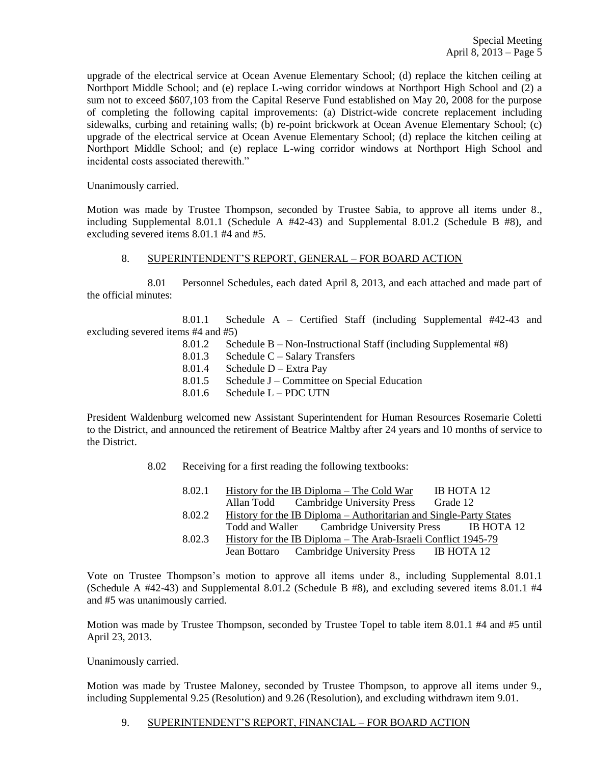upgrade of the electrical service at Ocean Avenue Elementary School; (d) replace the kitchen ceiling at Northport Middle School; and (e) replace L-wing corridor windows at Northport High School and (2) a sum not to exceed $607,103 from the Capital Reserve Fund established on May 20, 2008 for the purpose of completing the following capital improvements: (a) District-wide concrete replacement including sidewalks, curbing and retaining walls; (b) re-point brickwork at Ocean Avenue Elementary School; (c) upgrade of the electrical service at Ocean Avenue Elementary School; (d) replace the kitchen ceiling at Northport Middle School; and (e) replace L-wing corridor windows at Northport High School and incidental costs associated therewith."

Unanimously carried.

Motion was made by Trustee Thompson, seconded by Trustee Sabia, to approve all items under 8., including Supplemental 8.01.1 (Schedule A #42-43) and Supplemental 8.01.2 (Schedule B #8), and excluding severed items 8.01.1 #4 and #5.

8. SUPERINTENDENT'S REPORT, GENERAL – FOR BOARD ACTION

8.01 Personnel Schedules, each dated April 8, 2013, and each attached and made part of the official minutes:

8.01.1 Schedule A – Certified Staff (including Supplemental #42-43 and excluding severed items #4 and #5)

8.01.2 Schedule B – Non-Instructional Staff (including Supplemental #8)

8.01.3 Schedule C – Salary Transfers

8.01.4 Schedule D – Extra Pay

8.01.5 Schedule J – Committee on Special Education

8.01.6 Schedule L – PDC UTN

President Waldenburg welcomed new Assistant Superintendent for Human Resources Rosemarie Coletti to the District, and announced the retirement of Beatrice Maltby after 24 years and 10 months of service to the District.

8.02 Receiving for a first reading the following textbooks:

8.02.1 History for the IB Diploma – The Cold War — IB HOTA 12
Allan Todd — Cambridge University Press — Grade 12

8.02.2 History for the IB Diploma – Authoritarian and Single-Party States
Todd and Waller — Cambridge University Press — IB HOTA 12

8.02.3 History for the IB Diploma – The Arab-Israeli Conflict 1945-79
Jean Bottaro — Cambridge University Press — IB HOTA 12

Vote on Trustee Thompson's motion to approve all items under 8., including Supplemental 8.01.1 (Schedule A #42-43) and Supplemental 8.01.2 (Schedule B #8), and excluding severed items 8.01.1 #4 and #5 was unanimously carried.

Motion was made by Trustee Thompson, seconded by Trustee Topel to table item 8.01.1 #4 and #5 until April 23, 2013.

Unanimously carried.

Motion was made by Trustee Maloney, seconded by Trustee Thompson, to approve all items under 9., including Supplemental 9.25 (Resolution) and 9.26 (Resolution), and excluding withdrawn item 9.01.

9. SUPERINTENDENT'S REPORT, FINANCIAL – FOR BOARD ACTION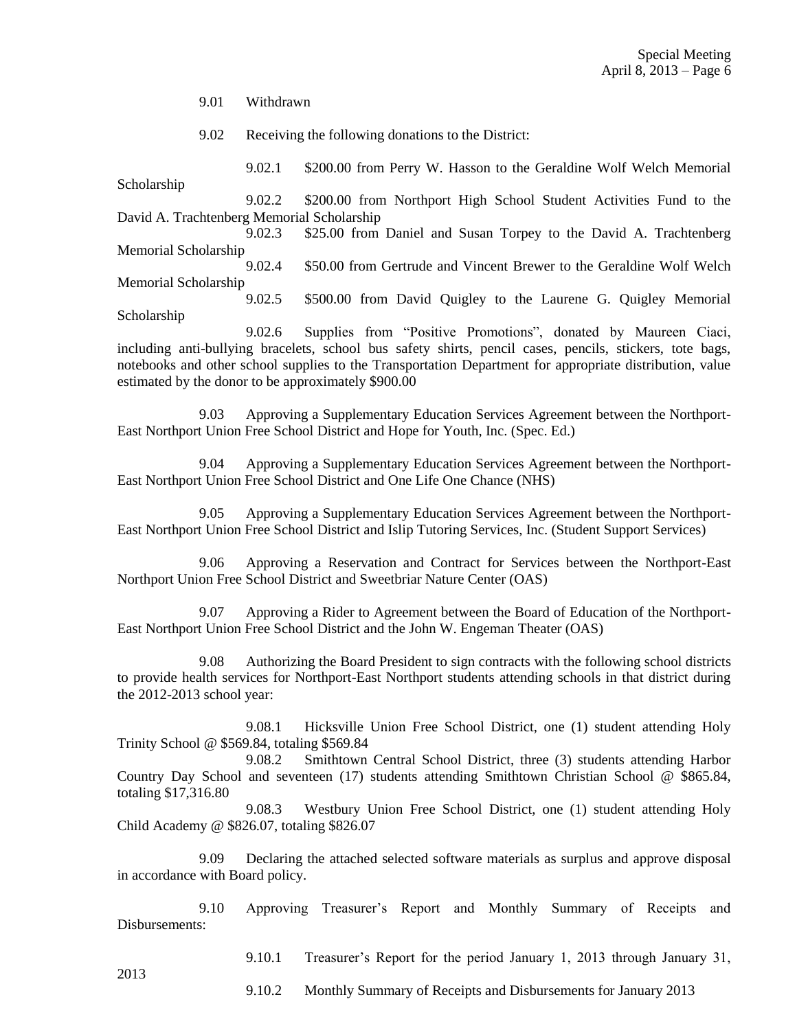9.01 Withdrawn

9.02 Receiving the following donations to the District:

9.02.1 $200.00 from Perry W. Hasson to the Geraldine Wolf Welch Memorial Scholarship

9.02.2 $200.00 from Northport High School Student Activities Fund to the David A. Trachtenberg Memorial Scholarship

9.02.3 $25.00 from Daniel and Susan Torpey to the David A. Trachtenberg Memorial Scholarship

9.02.4 $50.00 from Gertrude and Vincent Brewer to the Geraldine Wolf Welch Memorial Scholarship

9.02.5 $500.00 from David Quigley to the Laurene G. Quigley Memorial Scholarship

9.02.6 Supplies from "Positive Promotions", donated by Maureen Ciaci, including anti-bullying bracelets, school bus safety shirts, pencil cases, pencils, stickers, tote bags, notebooks and other school supplies to the Transportation Department for appropriate distribution, value estimated by the donor to be approximately $900.00

9.03 Approving a Supplementary Education Services Agreement between the Northport-East Northport Union Free School District and Hope for Youth, Inc. (Spec. Ed.)

9.04 Approving a Supplementary Education Services Agreement between the Northport-East Northport Union Free School District and One Life One Chance (NHS)

9.05 Approving a Supplementary Education Services Agreement between the Northport-East Northport Union Free School District and Islip Tutoring Services, Inc. (Student Support Services)

9.06 Approving a Reservation and Contract for Services between the Northport-East Northport Union Free School District and Sweetbriar Nature Center (OAS)

9.07 Approving a Rider to Agreement between the Board of Education of the Northport-East Northport Union Free School District and the John W. Engeman Theater (OAS)

9.08 Authorizing the Board President to sign contracts with the following school districts to provide health services for Northport-East Northport students attending schools in that district during the 2012-2013 school year:

9.08.1 Hicksville Union Free School District, one (1) student attending Holy Trinity School @ $569.84, totaling $569.84

9.08.2 Smithtown Central School District, three (3) students attending Harbor Country Day School and seventeen (17) students attending Smithtown Christian School @ $865.84, totaling $17,316.80

9.08.3 Westbury Union Free School District, one (1) student attending Holy Child Academy @ $826.07, totaling $826.07

9.09 Declaring the attached selected software materials as surplus and approve disposal in accordance with Board policy.

9.10 Approving Treasurer's Report and Monthly Summary of Receipts and Disbursements:

9.10.1 Treasurer's Report for the period January 1, 2013 through January 31, 2013

9.10.2 Monthly Summary of Receipts and Disbursements for January 2013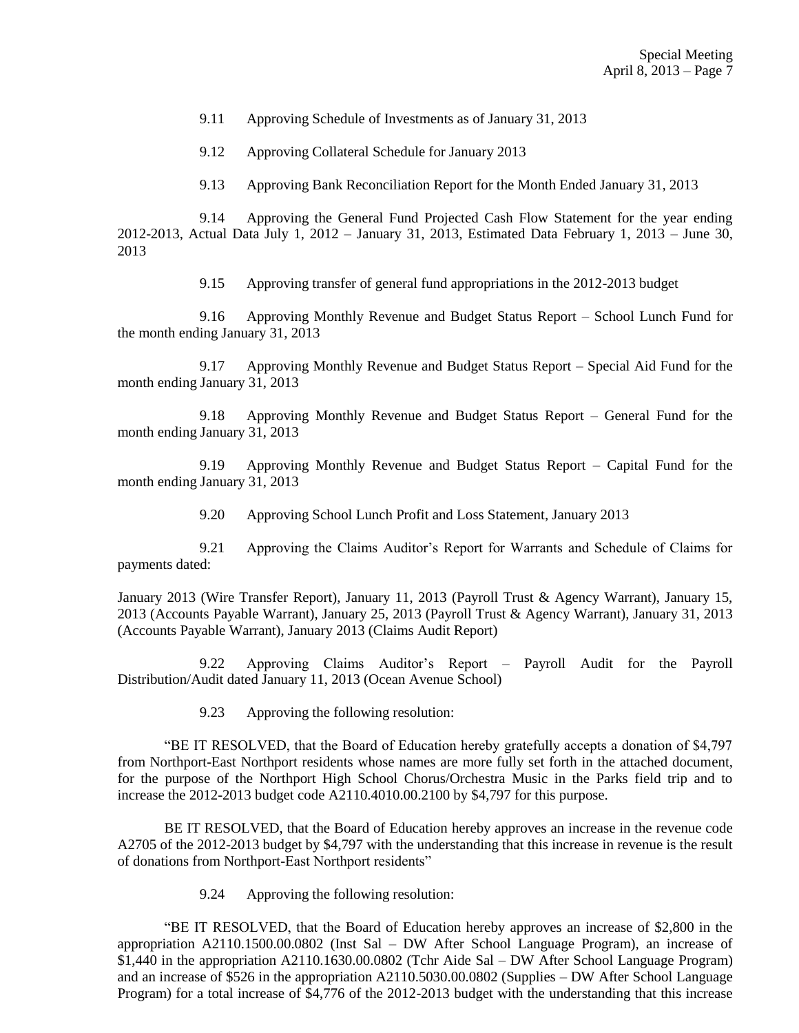9.11 Approving Schedule of Investments as of January 31, 2013

9.12 Approving Collateral Schedule for January 2013

9.13 Approving Bank Reconciliation Report for the Month Ended January 31, 2013

9.14 Approving the General Fund Projected Cash Flow Statement for the year ending 2012-2013, Actual Data July 1, 2012 – January 31, 2013, Estimated Data February 1, 2013 – June 30, 2013

9.15 Approving transfer of general fund appropriations in the 2012-2013 budget

9.16 Approving Monthly Revenue and Budget Status Report – School Lunch Fund for the month ending January 31, 2013

9.17 Approving Monthly Revenue and Budget Status Report – Special Aid Fund for the month ending January 31, 2013

9.18 Approving Monthly Revenue and Budget Status Report – General Fund for the month ending January 31, 2013

9.19 Approving Monthly Revenue and Budget Status Report – Capital Fund for the month ending January 31, 2013

9.20 Approving School Lunch Profit and Loss Statement, January 2013

9.21 Approving the Claims Auditor's Report for Warrants and Schedule of Claims for payments dated:

January 2013 (Wire Transfer Report), January 11, 2013 (Payroll Trust & Agency Warrant), January 15, 2013 (Accounts Payable Warrant), January 25, 2013 (Payroll Trust & Agency Warrant), January 31, 2013 (Accounts Payable Warrant), January 2013 (Claims Audit Report)

9.22 Approving Claims Auditor's Report – Payroll Audit for the Payroll Distribution/Audit dated January 11, 2013 (Ocean Avenue School)

9.23 Approving the following resolution:

"BE IT RESOLVED, that the Board of Education hereby gratefully accepts a donation of $4,797 from Northport-East Northport residents whose names are more fully set forth in the attached document, for the purpose of the Northport High School Chorus/Orchestra Music in the Parks field trip and to increase the 2012-2013 budget code A2110.4010.00.2100 by $4,797 for this purpose.

BE IT RESOLVED, that the Board of Education hereby approves an increase in the revenue code A2705 of the 2012-2013 budget by $4,797 with the understanding that this increase in revenue is the result of donations from Northport-East Northport residents"

9.24 Approving the following resolution:

"BE IT RESOLVED, that the Board of Education hereby approves an increase of $2,800 in the appropriation A2110.1500.00.0802 (Inst Sal – DW After School Language Program), an increase of $1,440 in the appropriation A2110.1630.00.0802 (Tchr Aide Sal – DW After School Language Program) and an increase of $526 in the appropriation A2110.5030.00.0802 (Supplies – DW After School Language Program) for a total increase of $4,776 of the 2012-2013 budget with the understanding that this increase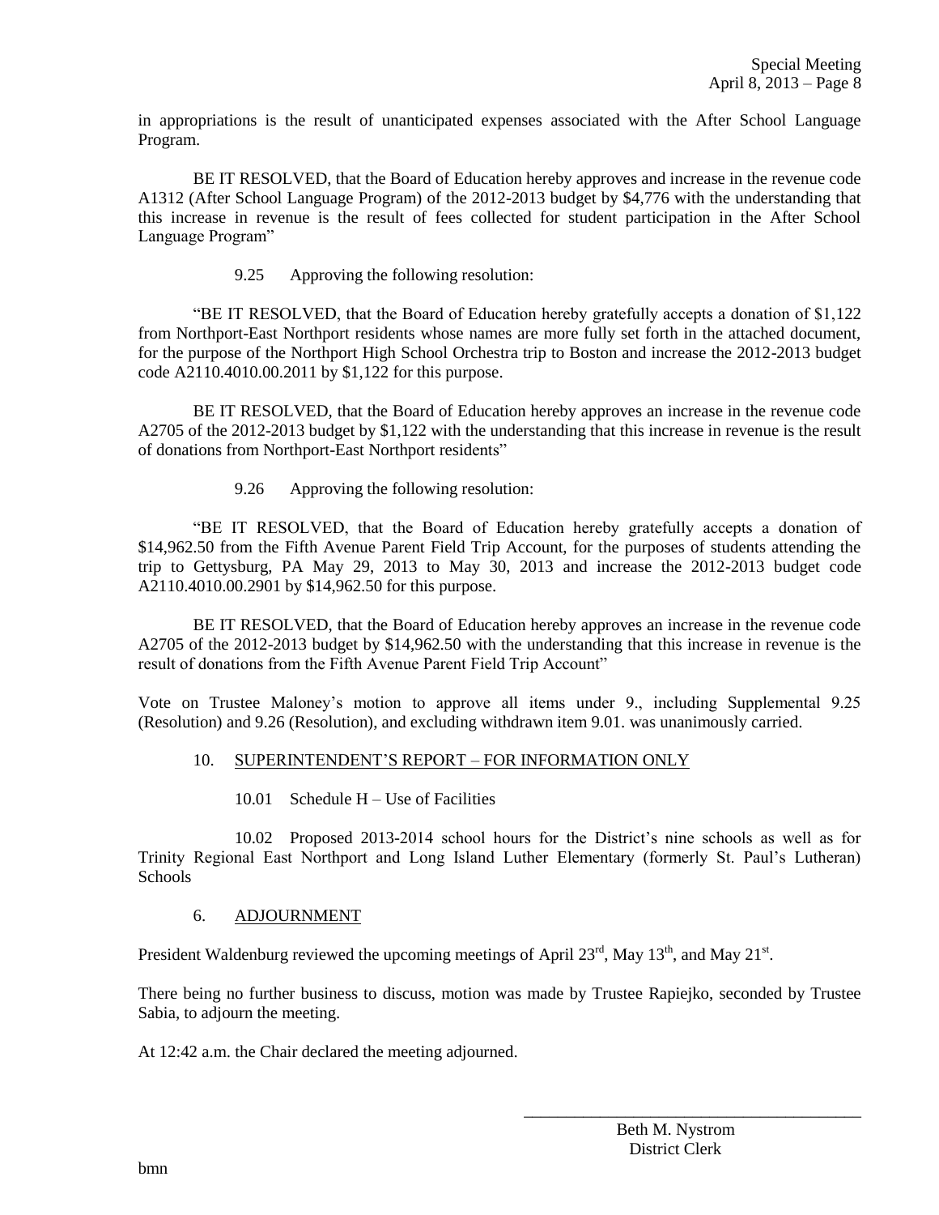in appropriations is the result of unanticipated expenses associated with the After School Language Program.

BE IT RESOLVED, that the Board of Education hereby approves and increase in the revenue code A1312 (After School Language Program) of the 2012-2013 budget by $4,776 with the understanding that this increase in revenue is the result of fees collected for student participation in the After School Language Program"

9.25 Approving the following resolution:

"BE IT RESOLVED, that the Board of Education hereby gratefully accepts a donation of $1,122 from Northport-East Northport residents whose names are more fully set forth in the attached document, for the purpose of the Northport High School Orchestra trip to Boston and increase the 2012-2013 budget code A2110.4010.00.2011 by $1,122 for this purpose.

BE IT RESOLVED, that the Board of Education hereby approves an increase in the revenue code A2705 of the 2012-2013 budget by $1,122 with the understanding that this increase in revenue is the result of donations from Northport-East Northport residents"

9.26 Approving the following resolution:

"BE IT RESOLVED, that the Board of Education hereby gratefully accepts a donation of $14,962.50 from the Fifth Avenue Parent Field Trip Account, for the purposes of students attending the trip to Gettysburg, PA May 29, 2013 to May 30, 2013 and increase the 2012-2013 budget code A2110.4010.00.2901 by $14,962.50 for this purpose.

BE IT RESOLVED, that the Board of Education hereby approves an increase in the revenue code A2705 of the 2012-2013 budget by $14,962.50 with the understanding that this increase in revenue is the result of donations from the Fifth Avenue Parent Field Trip Account"

Vote on Trustee Maloney's motion to approve all items under 9., including Supplemental 9.25 (Resolution) and 9.26 (Resolution), and excluding withdrawn item 9.01. was unanimously carried.

10. SUPERINTENDENT'S REPORT – FOR INFORMATION ONLY

10.01 Schedule H – Use of Facilities

10.02 Proposed 2013-2014 school hours for the District's nine schools as well as for Trinity Regional East Northport and Long Island Luther Elementary (formerly St. Paul's Lutheran) Schools

6. ADJOURNMENT

President Waldenburg reviewed the upcoming meetings of April 23rd, May 13th, and May 21st.

There being no further business to discuss, motion was made by Trustee Rapiejko, seconded by Trustee Sabia, to adjourn the meeting.

At 12:42 a.m. the Chair declared the meeting adjourned.

\_\_\_\_\_\_\_\_\_\_\_\_\_\_\_\_\_\_\_\_\_\_\_\_\_\_\_\_\_\_\_\_\_\_\_\_\_\_\_\_

Beth M. Nystrom
District Clerk

bmn